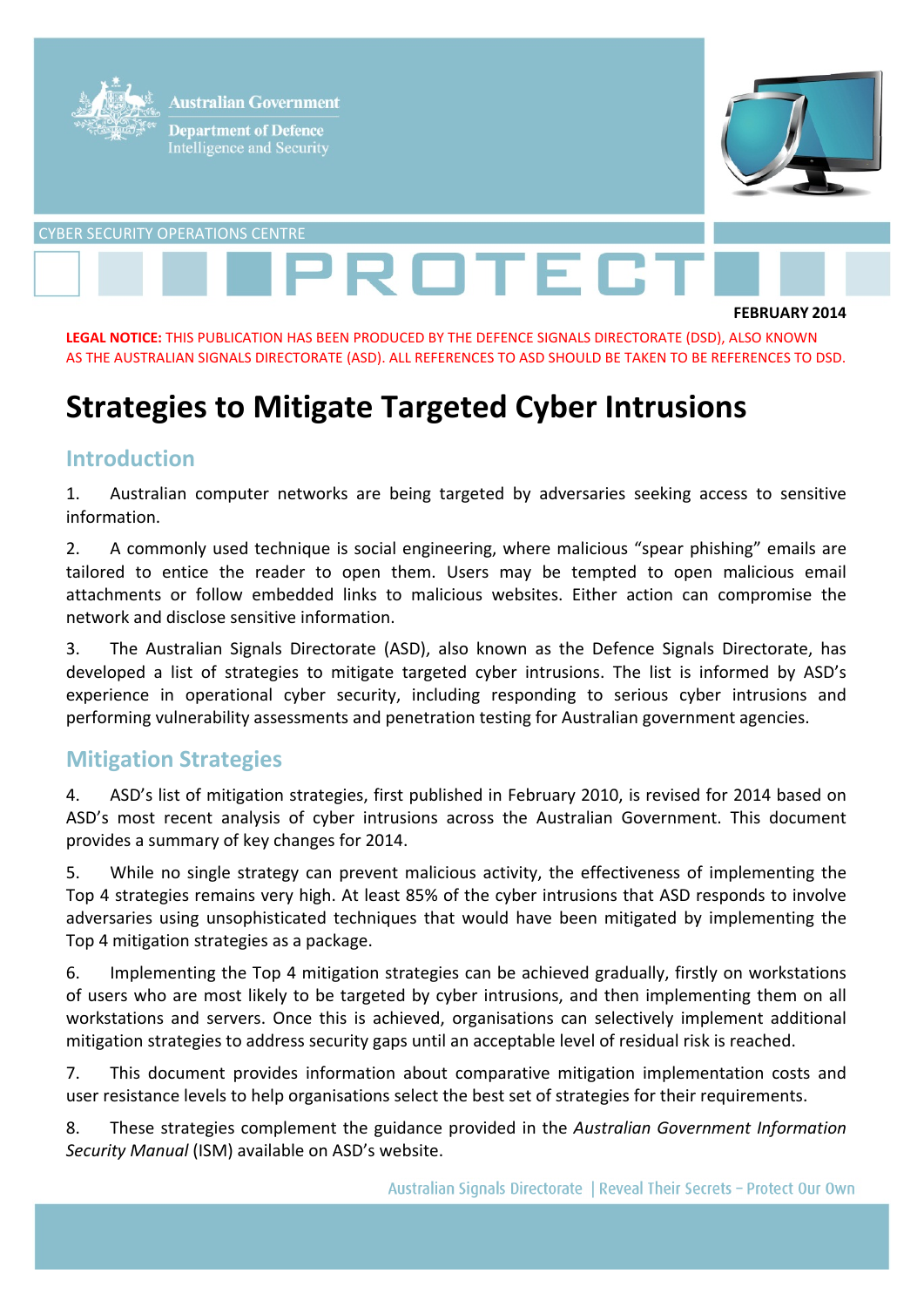Australian Government

Department of Defence
Intelligence and Security

CYBER SECURITY OPERATIONS CENTRE

PROTECT

FEBRUARY 2014

**LEGAL NOTICE:** THIS PUBLICATION HAS BEEN PRODUCED BY THE DEFENCE SIGNALS DIRECTORATE (DSD), ALSO KNOWN AS THE AUSTRALIAN SIGNALS DIRECTORATE (ASD). ALL REFERENCES TO ASD SHOULD BE TAKEN TO BE REFERENCES TO DSD.

# Strategies to Mitigate Targeted Cyber Intrusions

## Introduction

1. Australian computer networks are being targeted by adversaries seeking access to sensitive information.

2. A commonly used technique is social engineering, where malicious "spear phishing" emails are tailored to entice the reader to open them. Users may be tempted to open malicious email attachments or follow embedded links to malicious websites. Either action can compromise the network and disclose sensitive information.

3. The Australian Signals Directorate (ASD), also known as the Defence Signals Directorate, has developed a list of strategies to mitigate targeted cyber intrusions. The list is informed by ASD's experience in operational cyber security, including responding to serious cyber intrusions and performing vulnerability assessments and penetration testing for Australian government agencies.

## Mitigation Strategies

4. ASD's list of mitigation strategies, first published in February 2010, is revised for 2014 based on ASD's most recent analysis of cyber intrusions across the Australian Government. This document provides a summary of key changes for 2014.

5. While no single strategy can prevent malicious activity, the effectiveness of implementing the Top 4 strategies remains very high. At least 85% of the cyber intrusions that ASD responds to involve adversaries using unsophisticated techniques that would have been mitigated by implementing the Top 4 mitigation strategies as a package.

6. Implementing the Top 4 mitigation strategies can be achieved gradually, firstly on workstations of users who are most likely to be targeted by cyber intrusions, and then implementing them on all workstations and servers. Once this is achieved, organisations can selectively implement additional mitigation strategies to address security gaps until an acceptable level of residual risk is reached.

7. This document provides information about comparative mitigation implementation costs and user resistance levels to help organisations select the best set of strategies for their requirements.

8. These strategies complement the guidance provided in the *Australian Government Information Security Manual* (ISM) available on ASD's website.

Australian Signals Directorate | Reveal Their Secrets – Protect Our Own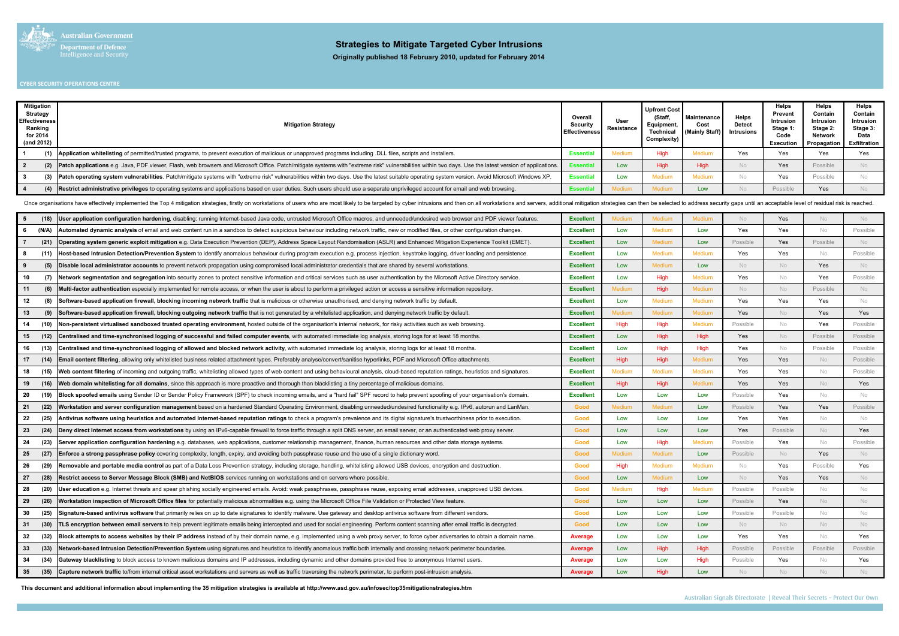Australian Government
Department of Defence
Intelligence and Security

# Strategies to Mitigate Targeted Cyber Intrusions

**Originally published 18 February 2010, updated for February 2014**

CYBER SECURITY OPERATIONS CENTRE

| Mitigation Strategy Effectiveness Ranking for 2014 (and 2012) | | Mitigation Strategy | Overall Security Effectiveness | User Resistance | Upfront Cost (Staff, Equipment, Technical Complexity) | Maintenance Cost (Mainly Staff) | Helps Detect Intrusions | Helps Prevent Intrusion Stage 1: Code Execution | Helps Contain Intrusion Stage 2: Network Propagation | Helps Contain Intrusion Stage 3: Data Exfiltration |
|---|---|---|---|---|---|---|---|---|---|---|
| 1 | (1) | **Application whitelisting** of permitted/trusted programs, to prevent execution of malicious or unapproved programs including .DLL files, scripts and installers. | Essential | Medium | High | Medium | Yes | Yes | Yes | Yes |
| 2 | (2) | **Patch applications** e.g. Java, PDF viewer, Flash, web browsers and Microsoft Office. Patch/mitigate systems with "extreme risk" vulnerabilities within two days. Use the latest version of applications. | Essential | Low | High | High | No | Yes | Possible | No |
| 3 | (3) | **Patch operating system vulnerabilities**. Patch/mitigate systems with "extreme risk" vulnerabilities within two days. Use the latest suitable operating system version. Avoid Microsoft Windows XP. | Essential | Low | Medium | Medium | No | Yes | Possible | No |
| 4 | (4) | **Restrict administrative privileges** to operating systems and applications based on user duties. Such users should use a separate unprivileged account for email and web browsing. | Essential | Medium | Medium | Low | No | Possible | Yes | No |

Once organisations have effectively implemented the Top 4 mitigation strategies, firstly on workstations of users who are most likely to be targeted by cyber intrusions and then on all workstations and servers, additional mitigation strategies can then be selected to address security gaps until an acceptable level of residual risk is reached.

| Mitigation Strategy Effectiveness Ranking for 2014 (and 2012) | | Mitigation Strategy | Overall Security Effectiveness | User Resistance | Upfront Cost (Staff, Equipment, Technical Complexity) | Maintenance Cost (Mainly Staff) | Helps Detect Intrusions | Helps Prevent Intrusion Stage 1: Code Execution | Helps Contain Intrusion Stage 2: Network Propagation | Helps Contain Intrusion Stage 3: Data Exfiltration |
|---|---|---|---|---|---|---|---|---|---|---|
| 5 | (18) | **User application configuration hardening**, disabling: running Internet-based Java code, untrusted Microsoft Office macros, and unneeded/undesired web browser and PDF viewer features. | Excellent | Medium | Medium | Medium | No | Yes | No | No |
| 6 | (N/A) | **Automated dynamic analysis** of email and web content run in a sandbox to detect suspicious behaviour including network traffic, new or modified files, or other configuration changes. | Excellent | Low | Medium | Low | Yes | Yes | No | Possible |
| 7 | (21) | **Operating system generic exploit mitigation** e.g. Data Execution Prevention (DEP), Address Space Layout Randomisation (ASLR) and Enhanced Mitigation Experience Toolkit (EMET). | Excellent | Low | Medium | Low | Possible | Yes | Possible | No |
| 8 | (11) | **Host-based Intrusion Detection/Prevention System** to identify anomalous behaviour during program execution e.g. process injection, keystroke logging, driver loading and persistence. | Excellent | Low | Medium | Medium | Yes | Yes | No | Possible |
| 9 | (5) | **Disable local administrator accounts** to prevent network propagation using compromised local administrator credentials that are shared by several workstations. | Excellent | Low | Medium | Low | No | No | Yes | No |
| 10 | (7) | **Network segmentation and segregation** into security zones to protect sensitive information and critical services such as user authentication by the Microsoft Active Directory service. | Excellent | Low | High | Medium | Yes | No | Yes | Possible |
| 11 | (6) | **Multi-factor authentication** especially implemented for remote access, or when the user is about to perform a privileged action or access a sensitive information repository. | Excellent | Medium | High | Medium | No | No | Possible | No |
| 12 | (8) | **Software-based application firewall, blocking incoming network traffic** that is malicious or otherwise unauthorised, and denying network traffic by default. | Excellent | Low | Medium | Medium | Yes | Yes | Yes | No |
| 13 | (9) | **Software-based application firewall, blocking outgoing network traffic** that is not generated by a whitelisted application, and denying network traffic by default. | Excellent | Medium | Medium | Medium | Yes | No | Yes | Yes |
| 14 | (10) | **Non-persistent virtualised sandboxed trusted operating environment**, hosted outside of the organisation's internal network, for risky activities such as web browsing. | Excellent | High | High | Medium | Possible | No | Yes | Possible |
| 15 | (12) | **Centralised and time-synchronised logging of successful and failed computer events**, with automated immediate log analysis, storing logs for at least 18 months. | Excellent | Low | High | High | Yes | No | Possible | Possible |
| 16 | (13) | **Centralised and time-synchronised logging of allowed and blocked network activity**, with automated immediate log analysis, storing logs for at least 18 months. | Excellent | Low | High | High | Yes | No | Possible | Possible |
| 17 | (14) | **Email content filtering**, allowing only whitelisted business related attachment types. Preferably analyse/convert/sanitise hyperlinks, PDF and Microsoft Office attachments. | Excellent | High | High | Medium | Yes | Yes | No | Possible |
| 18 | (15) | **Web content filtering** of incoming and outgoing traffic, whitelisting allowed types of web content and using behavioural analysis, cloud-based reputation ratings, heuristics and signatures. | Excellent | Medium | Medium | Medium | Yes | Yes | No | Possible |
| 19 | (16) | **Web domain whitelisting for all domains**, since this approach is more proactive and thorough than blacklisting a tiny percentage of malicious domains. | Excellent | High | High | Medium | Yes | Yes | No | Yes |
| 20 | (19) | **Block spoofed emails** using Sender ID or Sender Policy Framework (SPF) to check incoming emails, and a "hard fail" SPF record to help prevent spoofing of your organisation's domain. | Excellent | Low | Low | Low | Possible | Yes | No | No |
| 21 | (22) | **Workstation and server configuration management** based on a hardened Standard Operating Environment, disabling unneeded/undesired functionality e.g. IPv6, autorun and LanMan. | Good | Medium | Medium | Low | Possible | Yes | Yes | Possible |
| 22 | (25) | **Antivirus software using heuristics and automated Internet-based reputation ratings** to check a program's prevalence and its digital signature's trustworthiness prior to execution. | Good | Low | Low | Low | Yes | Yes | No | No |
| 23 | (24) | **Deny direct Internet access from workstations** by using an IPv6-capable firewall to force traffic through a split DNS server, an email server, or an authenticated web proxy server. | Good | Low | Low | Low | Yes | Possible | No | Yes |
| 24 | (23) | **Server application configuration hardening** e.g. databases, web applications, customer relationship management, finance, human resources and other data storage systems. | Good | Low | High | Medium | Possible | Yes | No | Possible |
| 25 | (27) | **Enforce a strong passphrase policy** covering complexity, length, expiry, and avoiding both passphrase reuse and the use of a single dictionary word. | Good | Medium | Medium | Low | Possible | No | Yes | No |
| 26 | (29) | **Removable and portable media control** as part of a Data Loss Prevention strategy, including storage, handling, whitelisting allowed USB devices, encryption and destruction. | Good | High | Medium | Medium | No | Yes | Possible | Yes |
| 27 | (28) | **Restrict access to Server Message Block (SMB) and NetBIOS** services running on workstations and on servers where possible. | Good | Low | Medium | Low | No | Yes | Yes | No |
| 28 | (20) | **User education** e.g. Internet threats and spear phishing socially engineered emails. Avoid: weak passphrases, passphrase reuse, exposing email addresses, unapproved USB devices. | Good | Medium | High | Medium | Possible | Possible | No | No |
| 29 | (26) | **Workstation inspection of Microsoft Office files** for potentially malicious abnormalities e.g. using the Microsoft Office File Validation or Protected View feature. | Good | Low | Low | Low | Possible | Yes | No | No |
| 30 | (25) | **Signature-based antivirus software** that primarily relies on up to date signatures to identify malware. Use gateway and desktop antivirus software from different vendors. | Good | Low | Low | Low | Possible | Possible | No | No |
| 31 | (30) | **TLS encryption between email servers** to help prevent legitimate emails being intercepted and used for social engineering. Perform content scanning after email traffic is decrypted. | Good | Low | Low | Low | No | No | No | No |
| 32 | (32) | **Block attempts to access websites by their IP address** instead of by their domain name, e.g. implemented using a web proxy server, to force cyber adversaries to obtain a domain name. | Average | Low | Low | Low | Yes | Yes | No | Yes |
| 33 | (33) | **Network-based Intrusion Detection/Prevention System** using signatures and heuristics to identify anomalous traffic both internally and crossing network perimeter boundaries. | Average | Low | High | High | Possible | Possible | Possible | Possible |
| 34 | (34) | **Gateway blacklisting** to block access to known malicious domains and IP addresses, including dynamic and other domains provided free to anonymous Internet users. | Average | Low | Low | High | Possible | Yes | No | Yes |
| 35 | (35) | **Capture network traffic** to/from internal critical asset workstations and servers as well as traffic traversing the network perimeter, to perform post-intrusion analysis. | Average | Low | High | Low | No | No | No | No |

**This document and additional information about implementing the 35 mitigation strategies is available at http://www.asd.gov.au/infosec/top35mitigationstrategies.htm**

Australian Signals Directorate | Reveal Their Secrets – Protect Our Own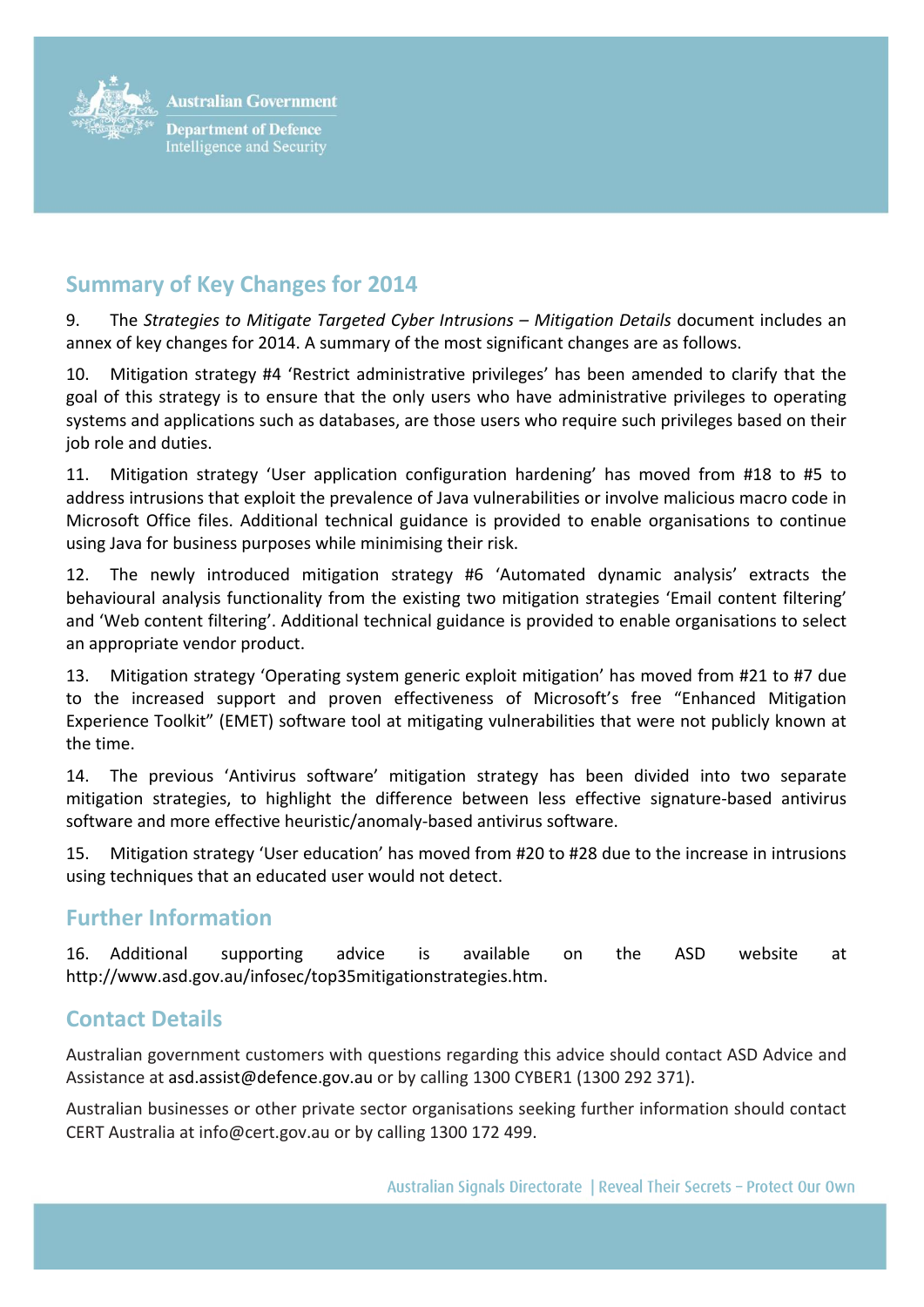## Summary of Key Changes for 2014

9. The *Strategies to Mitigate Targeted Cyber Intrusions – Mitigation Details* document includes an annex of key changes for 2014. A summary of the most significant changes are as follows.

10. Mitigation strategy #4 'Restrict administrative privileges' has been amended to clarify that the goal of this strategy is to ensure that the only users who have administrative privileges to operating systems and applications such as databases, are those users who require such privileges based on their job role and duties.

11. Mitigation strategy 'User application configuration hardening' has moved from #18 to #5 to address intrusions that exploit the prevalence of Java vulnerabilities or involve malicious macro code in Microsoft Office files. Additional technical guidance is provided to enable organisations to continue using Java for business purposes while minimising their risk.

12. The newly introduced mitigation strategy #6 'Automated dynamic analysis' extracts the behavioural analysis functionality from the existing two mitigation strategies 'Email content filtering' and 'Web content filtering'. Additional technical guidance is provided to enable organisations to select an appropriate vendor product.

13. Mitigation strategy 'Operating system generic exploit mitigation' has moved from #21 to #7 due to the increased support and proven effectiveness of Microsoft's free "Enhanced Mitigation Experience Toolkit" (EMET) software tool at mitigating vulnerabilities that were not publicly known at the time.

14. The previous 'Antivirus software' mitigation strategy has been divided into two separate mitigation strategies, to highlight the difference between less effective signature-based antivirus software and more effective heuristic/anomaly-based antivirus software.

15. Mitigation strategy 'User education' has moved from #20 to #28 due to the increase in intrusions using techniques that an educated user would not detect.

## Further Information

16. Additional supporting advice is available on the ASD website at http://www.asd.gov.au/infosec/top35mitigationstrategies.htm.

## Contact Details

Australian government customers with questions regarding this advice should contact ASD Advice and Assistance at asd.assist@defence.gov.au or by calling 1300 CYBER1 (1300 292 371).

Australian businesses or other private sector organisations seeking further information should contact CERT Australia at info@cert.gov.au or by calling 1300 172 499.